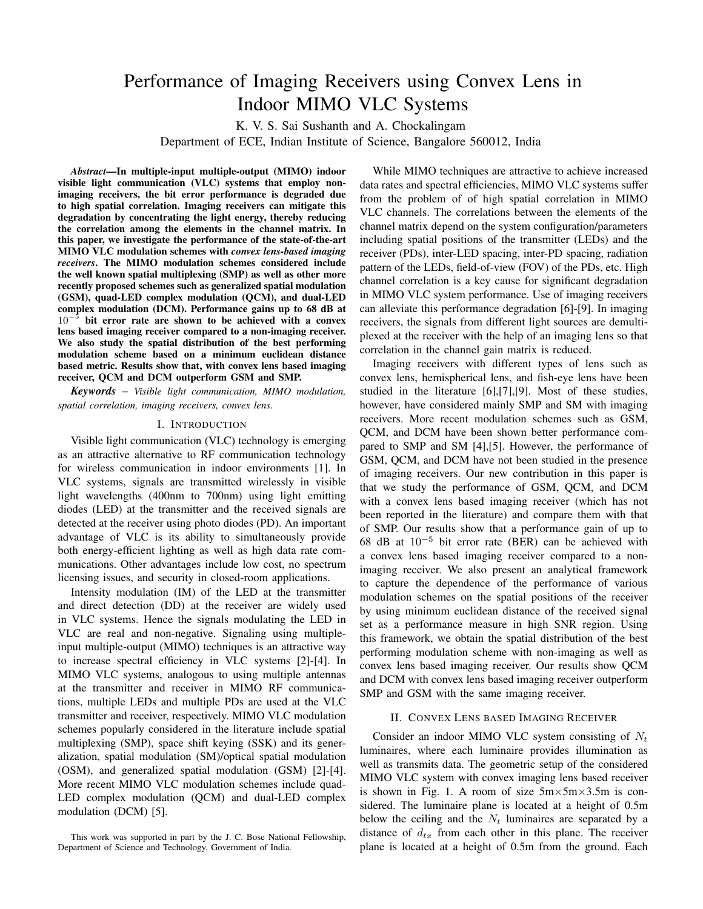# Performance of Imaging Receivers using Convex Lens in Indoor MIMO VLC Systems

K. V. S. Sai Sushanth and A. Chockalingam
Department of ECE, Indian Institute of Science, Bangalore 560012, India

***Abstract*—In multiple-input multiple-output (MIMO) indoor visible light communication (VLC) systems that employ non-imaging receivers, the bit error performance is degraded due to high spatial correlation. Imaging receivers can mitigate this degradation by concentrating the light energy, thereby reducing the correlation among the elements in the channel matrix. In this paper, we investigate the performance of the state-of-the-art MIMO VLC modulation schemes with *convex lens-based imaging receivers*. The MIMO modulation schemes considered include the well known spatial multiplexing (SMP) as well as other more recently proposed schemes such as generalized spatial modulation (GSM), quad-LED complex modulation (QCM), and dual-LED complex modulation (DCM). Performance gains up to 68 dB at $10^{-5}$ bit error rate are shown to be achieved with a convex lens based imaging receiver compared to a non-imaging receiver. We also study the spatial distribution of the best performing modulation scheme based on a minimum euclidean distance based metric. Results show that, with convex lens based imaging receiver, QCM and DCM outperform GSM and SMP.**

***Keywords*** – *Visible light communication, MIMO modulation, spatial correlation, imaging receivers, convex lens.*

## I. Introduction

Visible light communication (VLC) technology is emerging as an attractive alternative to RF communication technology for wireless communication in indoor environments [1]. In VLC systems, signals are transmitted wirelessly in visible light wavelengths (400nm to 700nm) using light emitting diodes (LED) at the transmitter and the received signals are detected at the receiver using photo diodes (PD). An important advantage of VLC is its ability to simultaneously provide both energy-efficient lighting as well as high data rate communications. Other advantages include low cost, no spectrum licensing issues, and security in closed-room applications.

Intensity modulation (IM) of the LED at the transmitter and direct detection (DD) at the receiver are widely used in VLC systems. Hence the signals modulating the LED in VLC are real and non-negative. Signaling using multiple-input multiple-output (MIMO) techniques is an attractive way to increase spectral efficiency in VLC systems [2]-[4]. In MIMO VLC systems, analogous to using multiple antennas at the transmitter and receiver in MIMO RF communications, multiple LEDs and multiple PDs are used at the VLC transmitter and receiver, respectively. MIMO VLC modulation schemes popularly considered in the literature include spatial multiplexing (SMP), space shift keying (SSK) and its generalization, spatial modulation (SM)/optical spatial modulation (OSM), and generalized spatial modulation (GSM) [2]-[4]. More recent MIMO VLC modulation schemes include quad-LED complex modulation (QCM) and dual-LED complex modulation (DCM) [5].

While MIMO techniques are attractive to achieve increased data rates and spectral efficiencies, MIMO VLC systems suffer from the problem of of high spatial correlation in MIMO VLC channels. The correlations between the elements of the channel matrix depend on the system configuration/parameters including spatial positions of the transmitter (LEDs) and the receiver (PDs), inter-LED spacing, inter-PD spacing, radiation pattern of the LEDs, field-of-view (FOV) of the PDs, etc. High channel correlation is a key cause for significant degradation in MIMO VLC system performance. Use of imaging receivers can alleviate this performance degradation [6]-[9]. In imaging receivers, the signals from different light sources are demultiplexed at the receiver with the help of an imaging lens so that correlation in the channel gain matrix is reduced.

Imaging receivers with different types of lens such as convex lens, hemispherical lens, and fish-eye lens have been studied in the literature [6],[7],[9]. Most of these studies, however, have considered mainly SMP and SM with imaging receivers. More recent modulation schemes such as GSM, QCM, and DCM have been shown better performance compared to SMP and SM [4],[5]. However, the performance of GSM, QCM, and DCM have not been studied in the presence of imaging receivers. Our new contribution in this paper is that we study the performance of GSM, QCM, and DCM with a convex lens based imaging receiver (which has not been reported in the literature) and compare them with that of SMP. Our results show that a performance gain of up to 68 dB at $10^{-5}$ bit error rate (BER) can be achieved with a convex lens based imaging receiver compared to a non-imaging receiver. We also present an analytical framework to capture the dependence of the performance of various modulation schemes on the spatial positions of the receiver by using minimum euclidean distance of the received signal set as a performance measure in high SNR region. Using this framework, we obtain the spatial distribution of the best performing modulation scheme with non-imaging as well as convex lens based imaging receiver. Our results show QCM and DCM with convex lens based imaging receiver outperform SMP and GSM with the same imaging receiver.

## II. Convex Lens based Imaging Receiver

Consider an indoor MIMO VLC system consisting of $N_t$ luminaires, where each luminaire provides illumination as well as transmits data. The geometric setup of the considered MIMO VLC system with convex imaging lens based receiver is shown in Fig. 1. A room of size 5m×5m×3.5m is considered. The luminaire plane is located at a height of 0.5m below the ceiling and the $N_t$ luminaires are separated by a distance of $d_{tx}$ from each other in this plane. The receiver plane is located at a height of 0.5m from the ground. Each

This work was supported in part by the J. C. Bose National Fellowship, Department of Science and Technology, Government of India.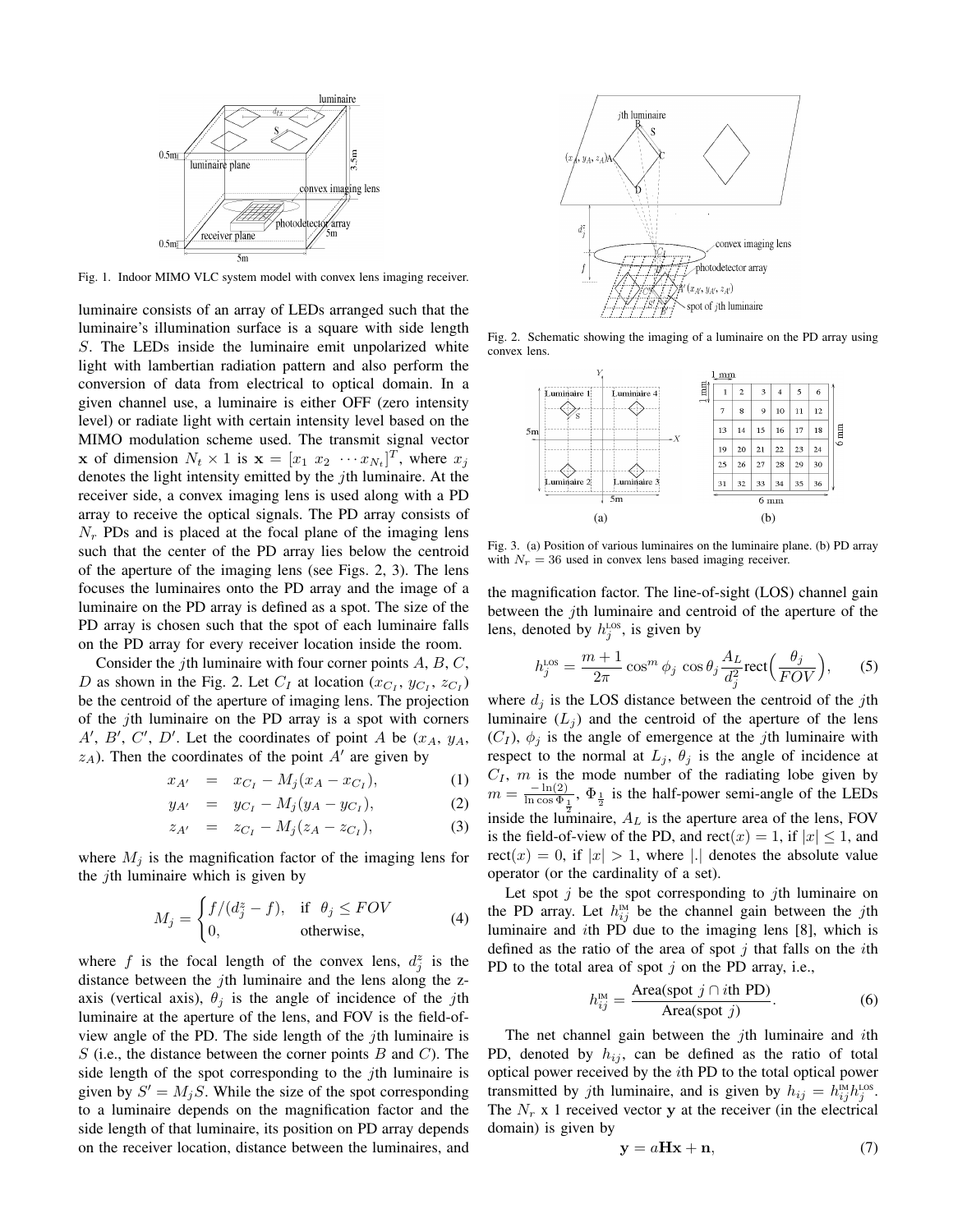Fig. 1. Indoor MIMO VLC system model with convex lens imaging receiver.

luminaire consists of an array of LEDs arranged such that the luminaire's illumination surface is a square with side length $S$. The LEDs inside the luminaire emit unpolarized white light with lambertian radiation pattern and also perform the conversion of data from electrical to optical domain. In a given channel use, a luminaire is either OFF (zero intensity level) or radiate light with certain intensity level based on the MIMO modulation scheme used. The transmit signal vector $\mathbf{x}$ of dimension $N_t \times 1$ is $\mathbf{x} = [x_1 \ x_2 \ \cdots x_{N_t}]^T$, where $x_j$ denotes the light intensity emitted by the $j$th luminaire. At the receiver side, a convex imaging lens is used along with a PD array to receive the optical signals. The PD array consists of $N_r$ PDs and is placed at the focal plane of the imaging lens such that the center of the PD array lies below the centroid of the aperture of the imaging lens (see Figs. 2, 3). The lens focuses the luminaires onto the PD array and the image of a luminaire on the PD array is defined as a spot. The size of the PD array is chosen such that the spot of each luminaire falls on the PD array for every receiver location inside the room.

Consider the $j$th luminaire with four corner points $A$, $B$, $C$, $D$ as shown in the Fig. 2. Let $C_I$ at location ($x_{C_I}$, $y_{C_I}$, $z_{C_I}$) be the centroid of the aperture of imaging lens. The projection of the $j$th luminaire on the PD array is a spot with corners $A'$, $B'$, $C'$, $D'$. Let the coordinates of point $A$ be ($x_A$, $y_A$, $z_A$). Then the coordinates of the point $A'$ are given by

$$x_{A'} = x_{C_I} - M_j(x_A - x_{C_I}), \tag{1}$$

$$y_{A'} = y_{C_I} - M_j(y_A - y_{C_I}), \tag{2}$$

$$z_{A'} = z_{C_I} - M_j(z_A - z_{C_I}), \tag{3}$$

where $M_j$ is the magnification factor of the imaging lens for the $j$th luminaire which is given by

$$M_j = \begin{cases} f/(d_j^z - f), & \text{if } \theta_j \leq FOV \\ 0, & \text{otherwise,} \end{cases} \tag{4}$$

where $f$ is the focal length of the convex lens, $d_j^z$ is the distance between the $j$th luminaire and the lens along the z-axis (vertical axis), $\theta_j$ is the angle of incidence of the $j$th luminaire at the aperture of the lens, and FOV is the field-of-view angle of the PD. The side length of the $j$th luminaire is $S$ (i.e., the distance between the corner points $B$ and $C$). The side length of the spot corresponding to the $j$th luminaire is given by $S' = M_j S$. While the size of the spot corresponding to a luminaire depends on the magnification factor and the side length of that luminaire, its position on PD array depends on the receiver location, distance between the luminaires, and the magnification factor. The line-of-sight (LOS) channel gain between the $j$th luminaire and centroid of the aperture of the lens, denoted by $h_j^{\text{LOS}}$, is given by

$$h_j^{\text{LOS}} = \frac{m+1}{2\pi} \cos^m \phi_j \, \cos\theta_j \frac{A_L}{d_j^2} \text{rect}\Big(\frac{\theta_j}{FOV}\Big), \tag{5}$$

where $d_j$ is the LOS distance between the centroid of the $j$th luminaire ($L_j$) and the centroid of the aperture of the lens ($C_I$), $\phi_j$ is the angle of emergence at the $j$th luminaire with respect to the normal at $L_j$, $\theta_j$ is the angle of incidence at $C_I$, $m$ is the mode number of the radiating lobe given by $m = \frac{-\ln(2)}{\ln\cos\Phi_{\frac{1}{2}}}$, $\Phi_{\frac{1}{2}}$ is the half-power semi-angle of the LEDs inside the luminaire, $A_L$ is the aperture area of the lens, FOV is the field-of-view of the PD, and rect$(x) = 1$, if $|x| \leq 1$, and rect$(x) = 0$, if $|x| > 1$, where $|.|$ denotes the absolute value operator (or the cardinality of a set).

Let spot $j$ be the spot corresponding to $j$th luminaire on the PD array. Let $h_{ij}^{\text{IM}}$ be the channel gain between the $j$th luminaire and $i$th PD due to the imaging lens [8], which is defined as the ratio of the area of spot $j$ that falls on the $i$th PD to the total area of spot $j$ on the PD array, i.e.,

$$h_{ij}^{\text{IM}} = \frac{\text{Area(spot } j \cap i\text{th PD)}}{\text{Area(spot } j)}. \tag{6}$$

The net channel gain between the $j$th luminaire and $i$th PD, denoted by $h_{ij}$, can be defined as the ratio of total optical power received by the $i$th PD to the total optical power transmitted by $j$th luminaire, and is given by $h_{ij} = h_{ij}^{\text{IM}} h_j^{\text{LOS}}$. The $N_r$ x 1 received vector $\mathbf{y}$ at the receiver (in the electrical domain) is given by

$$\mathbf{y} = a\mathbf{H}\mathbf{x} + \mathbf{n}, \tag{7}$$

Fig. 2. Schematic showing the imaging of a luminaire on the PD array using convex lens.

Fig. 3. (a) Position of various luminaires on the luminaire plane. (b) PD array with $N_r = 36$ used in convex lens based imaging receiver.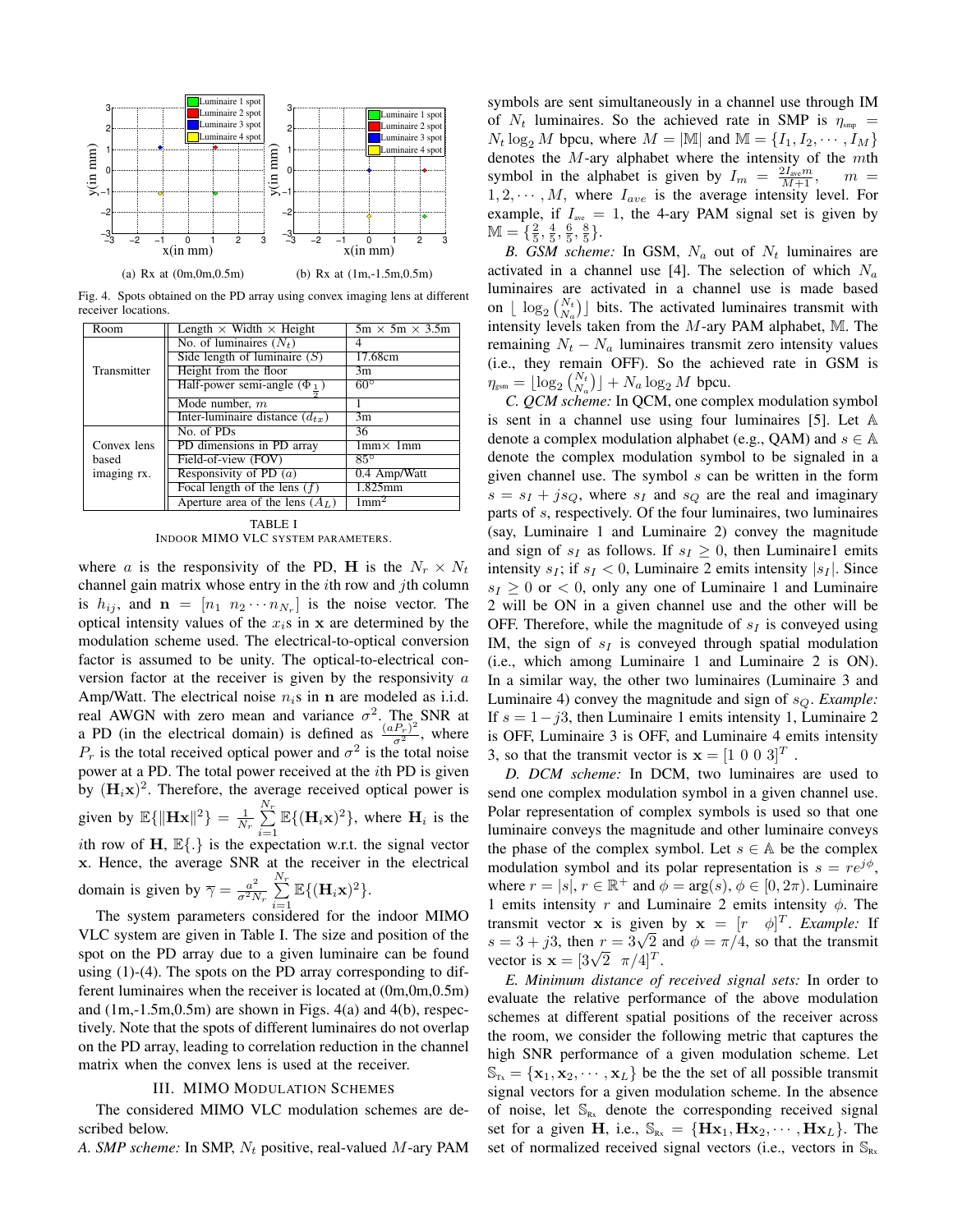(a) Rx at (0m,0m,0.5m) (b) Rx at (1m,-1.5m,0.5m)

Fig. 4. Spots obtained on the PD array using convex imaging lens at different receiver locations.

| Room | Length × Width × Height | 5m × 5m × 3.5m |
|---|---|---|
| Transmitter | No. of luminaires ($N_t$) | 4 |
| | Side length of luminaire ($S$) | 17.68cm |
| | Height from the floor | 3m |
| | Half-power semi-angle ($\Phi_{\frac{1}{2}}$) | 60° |
| | Mode number, $m$ | 1 |
| | Inter-luminaire distance ($d_{tx}$) | 3m |
| Convex lens based imaging rx. | No. of PDs | 36 |
| | PD dimensions in PD array | 1mm× 1mm |
| | Field-of-view (FOV) | 85° |
| | Responsivity of PD ($a$) | 0.4 Amp/Watt |
| | Focal length of the lens ($f$) | 1.825mm |
| | Aperture area of the lens ($A_L$) | 1mm$^2$ |

TABLE I
INDOOR MIMO VLC SYSTEM PARAMETERS.

where $a$ is the responsivity of the PD, $\mathbf{H}$ is the $N_r \times N_t$ channel gain matrix whose entry in the $i$th row and $j$th column is $h_{ij}$, and $\mathbf{n} = [n_1 \ n_2 \cdots n_{N_r}]$ is the noise vector. The optical intensity values of the $x_i$s in $\mathbf{x}$ are determined by the modulation scheme used. The electrical-to-optical conversion factor is assumed to be unity. The optical-to-electrical conversion factor at the receiver is given by the responsivity $a$ Amp/Watt. The electrical noise $n_i$s in $\mathbf{n}$ are modeled as i.i.d. real AWGN with zero mean and variance $\sigma^2$. The SNR at a PD (in the electrical domain) is defined as $\frac{(aP_r)^2}{\sigma^2}$, where $P_r$ is the total received optical power and $\sigma^2$ is the total noise power at a PD. The total power received at the $i$th PD is given by $(\mathbf{H}_i\mathbf{x})^2$. Therefore, the average received optical power is given by $\mathbb{E}\{\|\mathbf{H}\mathbf{x}\|^2\} = \frac{1}{N_r}\sum_{i=1}^{N_r}\mathbb{E}\{(\mathbf{H}_i\mathbf{x})^2\}$, where $\mathbf{H}_i$ is the $i$th row of $\mathbf{H}$, $\mathbb{E}\{.\}$ is the expectation w.r.t. the signal vector $\mathbf{x}$. Hence, the average SNR at the receiver in the electrical domain is given by $\overline{\gamma} = \frac{a^2}{\sigma^2 N_r}\sum_{i=1}^{N_r}\mathbb{E}\{(\mathbf{H}_i\mathbf{x})^2\}$.

The system parameters considered for the indoor MIMO VLC system are given in Table I. The size and position of the spot on the PD array due to a given luminaire can be found using (1)-(4). The spots on the PD array corresponding to different luminaires when the receiver is located at (0m,0m,0.5m) and (1m,-1.5m,0.5m) are shown in Figs. 4(a) and 4(b), respectively. Note that the spots of different luminaires do not overlap on the PD array, leading to correlation reduction in the channel matrix when the convex lens is used at the receiver.

## III. MIMO MODULATION SCHEMES

The considered MIMO VLC modulation schemes are described below.

*A. SMP scheme:* In SMP, $N_t$ positive, real-valued $M$-ary PAM symbols are sent simultaneously in a channel use through IM of $N_t$ luminaires. So the achieved rate in SMP is $\eta_{\text{smp}} = N_t \log_2 M$ bpcu, where $M = |\mathbb{M}|$ and $\mathbb{M} = \{I_1, I_2, \cdots, I_M\}$ denotes the $M$-ary alphabet where the intensity of the $m$th symbol in the alphabet is given by $I_m = \frac{2I_{ave}m}{M+1}$, $m = 1, 2, \cdots, M$, where $I_{ave}$ is the average intensity level. For example, if $I_{\text{ave}} = 1$, the 4-ary PAM signal set is given by $\mathbb{M} = \{\frac{2}{5}, \frac{4}{5}, \frac{6}{5}, \frac{8}{5}\}$.

*B. GSM scheme:* In GSM, $N_a$ out of $N_t$ luminaires are activated in a channel use [4]. The selection of which $N_a$ luminaires are activated in a channel use is made based on $\lfloor \log_2 \binom{N_t}{N_a} \rfloor$ bits. The activated luminaires transmit with intensity levels taken from the $M$-ary PAM alphabet, $\mathbb{M}$. The remaining $N_t - N_a$ luminaires transmit zero intensity values (i.e., they remain OFF). So the achieved rate in GSM is $\eta_{\text{gsm}} = \lfloor \log_2 \binom{N_t}{N_a} \rfloor + N_a \log_2 M$ bpcu.

*C. QCM scheme:* In QCM, one complex modulation symbol is sent in a channel use using four luminaires [5]. Let $\mathbb{A}$ denote a complex modulation alphabet (e.g., QAM) and $s \in \mathbb{A}$ denote the complex modulation symbol to be signaled in a given channel use. The symbol $s$ can be written in the form $s = s_I + js_Q$, where $s_I$ and $s_Q$ are the real and imaginary parts of $s$, respectively. Of the four luminaires, two luminaires (say, Luminaire 1 and Luminaire 2) convey the magnitude and sign of $s_I$ as follows. If $s_I \geq 0$, then Luminaire1 emits intensity $s_I$; if $s_I < 0$, Luminaire 2 emits intensity $|s_I|$. Since $s_I \geq 0$ or $< 0$, only any one of Luminaire 1 and Luminaire 2 will be ON in a given channel use and the other will be OFF. Therefore, while the magnitude of $s_I$ is conveyed using IM, the sign of $s_I$ is conveyed through spatial modulation (i.e., which among Luminaire 1 and Luminaire 2 is ON). In a similar way, the other two luminaires (Luminaire 3 and Luminaire 4) convey the magnitude and sign of $s_Q$. *Example:* If $s = 1 - j3$, then Luminaire 1 emits intensity 1, Luminaire 2 is OFF, Luminaire 3 is OFF, and Luminaire 4 emits intensity 3, so that the transmit vector is $\mathbf{x} = [1 \ 0 \ 0 \ 3]^T$ .

*D. DCM scheme:* In DCM, two luminaires are used to send one complex modulation symbol in a given channel use. Polar representation of complex symbols is used so that one luminaire conveys the magnitude and other luminaire conveys the phase of the complex symbol. Let $s \in \mathbb{A}$ be the complex modulation symbol and its polar representation is $s = re^{j\phi}$, where $r = |s|$, $r \in \mathbb{R}^+$ and $\phi = \arg(s)$, $\phi \in [0, 2\pi)$. Luminaire 1 emits intensity $r$ and Luminaire 2 emits intensity $\phi$. The transmit vector $\mathbf{x}$ is given by $\mathbf{x} = [r \quad \phi]^T$. *Example:* If $s = 3 + j3$, then $r = 3\sqrt{2}$ and $\phi = \pi/4$, so that the transmit vector is $\mathbf{x} = [3\sqrt{2} \ \ \pi/4]^T$.

*E. Minimum distance of received signal sets:* In order to evaluate the relative performance of the above modulation schemes at different spatial positions of the receiver across the room, we consider the following metric that captures the high SNR performance of a given modulation scheme. Let $\mathbb{S}_{\text{Tx}} = \{\mathbf{x}_1, \mathbf{x}_2, \cdots, \mathbf{x}_L\}$ be the the set of all possible transmit signal vectors for a given modulation scheme. In the absence of noise, let $\mathbb{S}_{\text{Rx}}$ denote the corresponding received signal set for a given $\mathbf{H}$, i.e., $\mathbb{S}_{\text{Rx}} = \{\mathbf{H}\mathbf{x}_1, \mathbf{H}\mathbf{x}_2, \cdots, \mathbf{H}\mathbf{x}_L\}$. The set of normalized received signal vectors (i.e., vectors in $\mathbb{S}_{\text{Rx}}$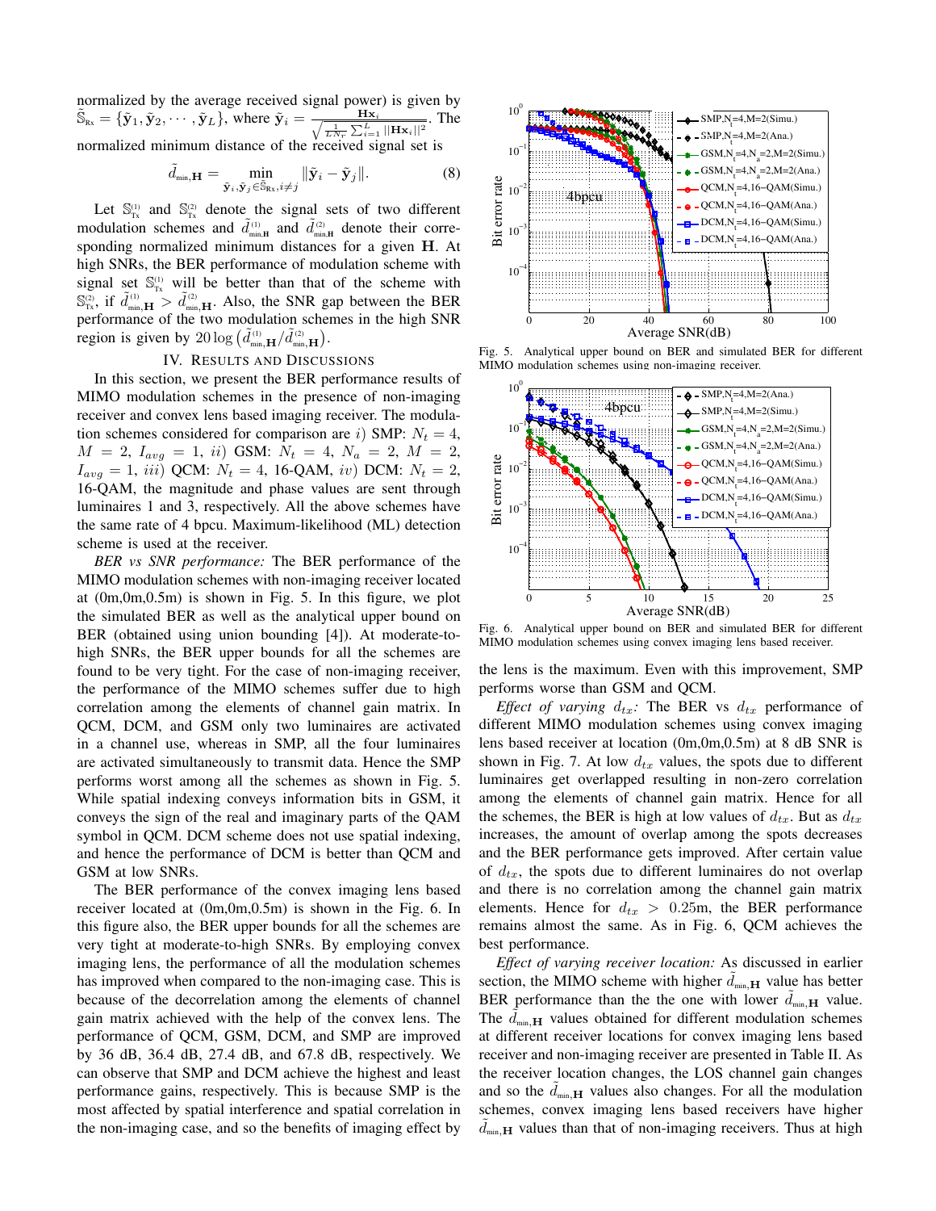normalized by the average received signal power) is given by $\tilde{\mathbb{S}}_{\text{Rx}} = \{\tilde{\mathbf{y}}_1, \tilde{\mathbf{y}}_2, \cdots, \tilde{\mathbf{y}}_L\}$, where $\tilde{\mathbf{y}}_i = \frac{\mathbf{H}\mathbf{x}_i}{\sqrt{\frac{1}{LN_r}\sum_{i=1}^{L}||\mathbf{H}\mathbf{x}_i||^2}}$. The normalized minimum distance of the received signal set is

$$\tilde{d}_{\text{min},\mathbf{H}} = \min_{\tilde{\mathbf{y}}_i, \tilde{\mathbf{y}}_j \in \tilde{\mathbb{S}}_{\text{Rx}}, i \neq j} \|\tilde{\mathbf{y}}_i - \tilde{\mathbf{y}}_j\|. \tag{8}$$

Let $\mathbb{S}_{\text{Tx}}^{(1)}$ and $\mathbb{S}_{\text{Tx}}^{(2)}$ denote the signal sets of two different modulation schemes and $\tilde{d}_{\text{min},\mathbf{H}}^{(1)}$ and $\tilde{d}_{\text{min},\mathbf{H}}^{(2)}$ denote their corresponding normalized minimum distances for a given $\mathbf{H}$. At high SNRs, the BER performance of modulation scheme with signal set $\mathbb{S}_{\text{Tx}}^{(1)}$ will be better than that of the scheme with $\mathbb{S}_{\text{Tx}}^{(2)}$, if $\tilde{d}_{\text{min},\mathbf{H}}^{(1)} > \tilde{d}_{\text{min},\mathbf{H}}^{(2)}$. Also, the SNR gap between the BER performance of the two modulation schemes in the high SNR region is given by $20\log\left(\tilde{d}_{\text{min},\mathbf{H}}^{(1)}/\tilde{d}_{\text{min},\mathbf{H}}^{(2)}\right)$.

## IV. Results and Discussions

In this section, we present the BER performance results of MIMO modulation schemes in the presence of non-imaging receiver and convex lens based imaging receiver. The modulation schemes considered for comparison are $i)$ SMP: $N_t = 4$, $M = 2$, $I_{avg} = 1$, $ii)$ GSM: $N_t = 4$, $N_a = 2$, $M = 2$, $I_{avg} = 1$, $iii)$ QCM: $N_t = 4$, 16-QAM, $iv)$ DCM: $N_t = 2$, 16-QAM, the magnitude and phase values are sent through luminaires 1 and 3, respectively. All the above schemes have the same rate of 4 bpcu. Maximum-likelihood (ML) detection scheme is used at the receiver.

*BER vs SNR performance:* The BER performance of the MIMO modulation schemes with non-imaging receiver located at (0m,0m,0.5m) is shown in Fig. 5. In this figure, we plot the simulated BER as well as the analytical upper bound on BER (obtained using union bounding [4]). At moderate-to-high SNRs, the BER upper bounds for all the schemes are found to be very tight. For the case of non-imaging receiver, the performance of the MIMO schemes suffer due to high correlation among the elements of channel gain matrix. In QCM, DCM, and GSM only two luminaires are activated in a channel use, whereas in SMP, all the four luminaires are activated simultaneously to transmit data. Hence the SMP performs worst among all the schemes as shown in Fig. 5. While spatial indexing conveys information bits in GSM, it conveys the sign of the real and imaginary parts of the QAM symbol in QCM. DCM scheme does not use spatial indexing, and hence the performance of DCM is better than QCM and GSM at low SNRs.

The BER performance of the convex imaging lens based receiver located at (0m,0m,0.5m) is shown in the Fig. 6. In this figure also, the BER upper bounds for all the schemes are very tight at moderate-to-high SNRs. By employing convex imaging lens, the performance of all the modulation schemes has improved when compared to the non-imaging case. This is because of the decorrelation among the elements of channel gain matrix achieved with the help of the convex lens. The performance of QCM, GSM, DCM, and SMP are improved by 36 dB, 36.4 dB, 27.4 dB, and 67.8 dB, respectively. We can observe that SMP and DCM achieve the highest and least performance gains, respectively. This is because SMP is the most affected by spatial interference and spatial correlation in the non-imaging case, and so the benefits of imaging effect by the lens is the maximum. Even with this improvement, SMP performs worse than GSM and QCM.

Fig. 5. Analytical upper bound on BER and simulated BER for different MIMO modulation schemes using non-imaging receiver.

Fig. 6. Analytical upper bound on BER and simulated BER for different MIMO modulation schemes using convex imaging lens based receiver.

*Effect of varying $d_{tx}$:* The BER vs $d_{tx}$ performance of different MIMO modulation schemes using convex imaging lens based receiver at location (0m,0m,0.5m) at 8 dB SNR is shown in Fig. 7. At low $d_{tx}$ values, the spots due to different luminaires get overlapped resulting in non-zero correlation among the elements of channel gain matrix. Hence for all the schemes, the BER is high at low values of $d_{tx}$. But as $d_{tx}$ increases, the amount of overlap among the spots decreases and the BER performance gets improved. After certain value of $d_{tx}$, the spots due to different luminaires do not overlap and there is no correlation among the channel gain matrix elements. Hence for $d_{tx} > 0.25$m, the BER performance remains almost the same. As in Fig. 6, QCM achieves the best performance.

*Effect of varying receiver location:* As discussed in earlier section, the MIMO scheme with higher $\tilde{d}_{\text{min},\mathbf{H}}$ value has better BER performance than the the one with lower $\tilde{d}_{\text{min},\mathbf{H}}$ value. The $\tilde{d}_{\text{min},\mathbf{H}}$ values obtained for different modulation schemes at different receiver locations for convex imaging lens based receiver and non-imaging receiver are presented in Table II. As the receiver location changes, the LOS channel gain changes and so the $\tilde{d}_{\text{min},\mathbf{H}}$ values also changes. For all the modulation schemes, convex imaging lens based receivers have higher $\tilde{d}_{\text{min},\mathbf{H}}$ values than that of non-imaging receivers. Thus at high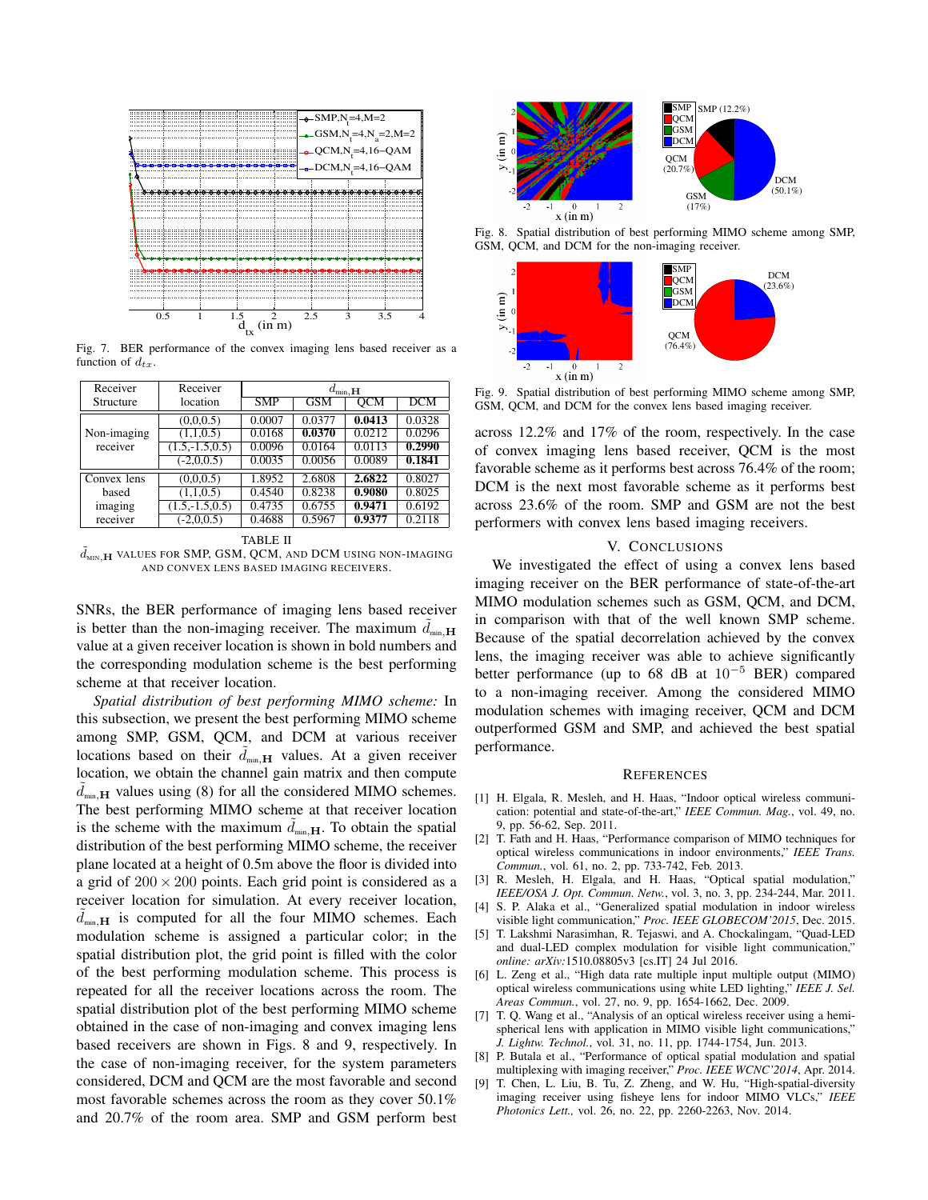$d_{tx}$ (in m)

0.5 1 1.5 2 2.5 3 3.5 4

SMP,$N_t$=4,M=2

GSM,$N_t$=4,$N_a$=2,M=2

QCM,$N_t$=4,16−QAM

DCM,$N_t$=4,16−QAM

Fig. 7. BER performance of the convex imaging lens based receiver as a function of $d_{tx}$.

| Receiver Structure | Receiver location | $\tilde{d}_{\min,\mathbf{H}}$ SMP | GSM | QCM | DCM |
|---|---|---|---|---|---|
| Non-imaging receiver | (0,0,0.5) | 0.0007 | 0.0377 | **0.0413** | 0.0328 |
| | (1,1,0.5) | 0.0168 | **0.0370** | 0.0212 | 0.0296 |
| | (1.5,-1.5,0.5) | 0.0096 | 0.0164 | 0.0113 | **0.2990** |
| | (-2,0,0.5) | 0.0035 | 0.0056 | 0.0089 | **0.1841** |
| Convex lens based imaging receiver | (0,0,0.5) | 1.8952 | 2.6808 | **2.6822** | 0.8027 |
| | (1,1,0.5) | 0.4540 | 0.8238 | **0.9080** | 0.8025 |
| | (1.5,-1.5,0.5) | 0.4735 | 0.6755 | **0.9471** | 0.6192 |
| | (-2,0,0.5) | 0.4688 | 0.5967 | **0.9377** | 0.2118 |

TABLE II
$\tilde{d}_{\min,\mathbf{H}}$ VALUES FOR SMP, GSM, QCM, AND DCM USING NON-IMAGING AND CONVEX LENS BASED IMAGING RECEIVERS.

SNRs, the BER performance of imaging lens based receiver is better than the non-imaging receiver. The maximum $\tilde{d}_{\min,\mathbf{H}}$ value at a given receiver location is shown in bold numbers and the corresponding modulation scheme is the best performing scheme at that receiver location.

*Spatial distribution of best performing MIMO scheme:* In this subsection, we present the best performing MIMO scheme among SMP, GSM, QCM, and DCM at various receiver locations based on their $\tilde{d}_{\min,\mathbf{H}}$ values. At a given receiver location, we obtain the channel gain matrix and then compute $\tilde{d}_{\min,\mathbf{H}}$ values using (8) for all the considered MIMO schemes. The best performing MIMO scheme at that receiver location is the scheme with the maximum $\tilde{d}_{\min,\mathbf{H}}$. To obtain the spatial distribution of the best performing MIMO scheme, the receiver plane located at a height of 0.5m above the floor is divided into a grid of $200 \times 200$ points. Each grid point is considered as a receiver location for simulation. At every receiver location, $\tilde{d}_{\min,\mathbf{H}}$ is computed for all the four MIMO schemes. Each modulation scheme is assigned a particular color; in the spatial distribution plot, the grid point is filled with the color of the best performing modulation scheme. This process is repeated for all the receiver locations across the room. The spatial distribution plot of the best performing MIMO scheme obtained in the case of non-imaging and convex imaging lens based receivers are shown in Figs. 8 and 9, respectively. In the case of non-imaging receiver, for the system parameters considered, DCM and QCM are the most favorable and second most favorable schemes across the room as they cover 50.1% and 20.7% of the room area. SMP and GSM perform best

SMP QCM GSM DCM

SMP (12.2%) QCM (20.7%) GSM (17%) DCM (50.1%)

x (in m) y (in m)

Fig. 8. Spatial distribution of best performing MIMO scheme among SMP, GSM, QCM, and DCM for the non-imaging receiver.

SMP QCM GSM DCM

DCM (23.6%) QCM (76.4%)

x (in m) y (in m)

Fig. 9. Spatial distribution of best performing MIMO scheme among SMP, GSM, QCM, and DCM for the convex lens based imaging receiver.

across 12.2% and 17% of the room, respectively. In the case of convex imaging lens based receiver, QCM is the most favorable scheme as it performs best across 76.4% of the room; DCM is the next most favorable scheme as it performs best across 23.6% of the room. SMP and GSM are not the best performers with convex lens based imaging receivers.

## V. Conclusions

We investigated the effect of using a convex lens based imaging receiver on the BER performance of state-of-the-art MIMO modulation schemes such as GSM, QCM, and DCM, in comparison with that of the well known SMP scheme. Because of the spatial decorrelation achieved by the convex lens, the imaging receiver was able to achieve significantly better performance (up to 68 dB at $10^{-5}$ BER) compared to a non-imaging receiver. Among the considered MIMO modulation schemes with imaging receiver, QCM and DCM outperformed GSM and SMP, and achieved the best spatial performance.

## References

[1] H. Elgala, R. Mesleh, and H. Haas, "Indoor optical wireless communication: potential and state-of-the-art," *IEEE Commun. Mag.*, vol. 49, no. 9, pp. 56-62, Sep. 2011.

[2] T. Fath and H. Haas, "Performance comparison of MIMO techniques for optical wireless communications in indoor environments," *IEEE Trans. Commun.*, vol. 61, no. 2, pp. 733-742, Feb. 2013.

[3] R. Mesleh, H. Elgala, and H. Haas, "Optical spatial modulation," *IEEE/OSA J. Opt. Commun. Netw.*, vol. 3, no. 3, pp. 234-244, Mar. 2011.

[4] S. P. Alaka et al., "Generalized spatial modulation in indoor wireless visible light communication," *Proc. IEEE GLOBECOM'2015*, Dec. 2015.

[5] T. Lakshmi Narasimhan, R. Tejaswi, and A. Chockalingam, "Quad-LED and dual-LED complex modulation for visible light communication," *online: arXiv:*1510.08805v3 [cs.IT] 24 Jul 2016.

[6] L. Zeng et al., "High data rate multiple input multiple output (MIMO) optical wireless communications using white LED lighting," *IEEE J. Sel. Areas Commun.*, vol. 27, no. 9, pp. 1654-1662, Dec. 2009.

[7] T. Q. Wang et al., "Analysis of an optical wireless receiver using a hemispherical lens with application in MIMO visible light communications," *J. Lightw. Technol.*, vol. 31, no. 11, pp. 1744-1754, Jun. 2013.

[8] P. Butala et al., "Performance of optical spatial modulation and spatial multiplexing with imaging receiver," *Proc. IEEE WCNC'2014*, Apr. 2014.

[9] T. Chen, L. Liu, B. Tu, Z. Zheng, and W. Hu, "High-spatial-diversity imaging receiver using fisheye lens for indoor MIMO VLCs," *IEEE Photonics Lett.*, vol. 26, no. 22, pp. 2260-2263, Nov. 2014.